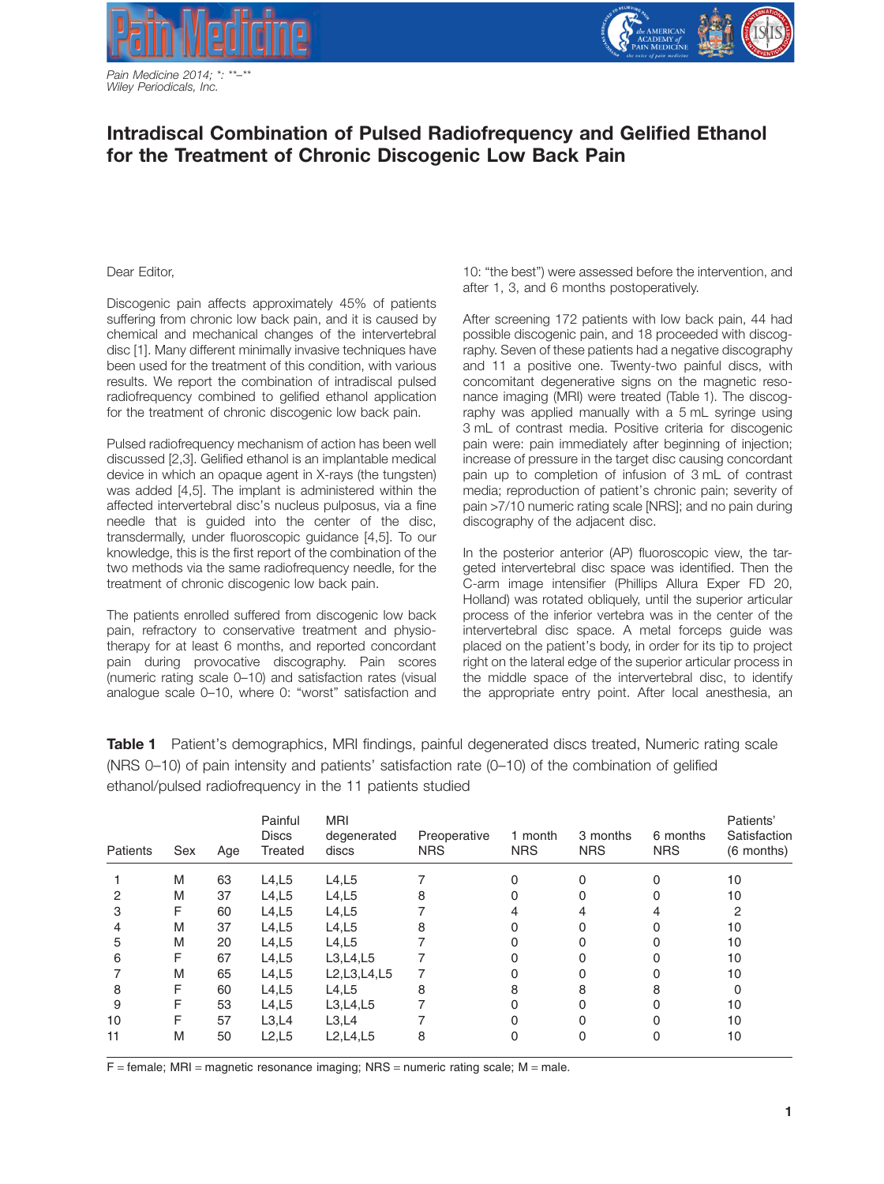# Intradiscal Combination of Pulsed Radiofrequency and Gelified Ethanol for the Treatment of Chronic Discogenic Low Back Pain

Dear Editor,

Discogenic pain affects approximately 45% of patients suffering from chronic low back pain, and it is caused by chemical and mechanical changes of the intervertebral disc [1]. Many different minimally invasive techniques have been used for the treatment of this condition, with various results. We report the combination of intradiscal pulsed radiofrequency combined to gelified ethanol application for the treatment of chronic discogenic low back pain.

Pulsed radiofrequency mechanism of action has been well discussed [2,3]. Gelified ethanol is an implantable medical device in which an opaque agent in X-rays (the tungsten) was added [4,5]. The implant is administered within the affected intervertebral disc's nucleus pulposus, via a fine needle that is guided into the center of the disc, transdermally, under fluoroscopic guidance [4,5]. To our knowledge, this is the first report of the combination of the two methods via the same radiofrequency needle, for the treatment of chronic discogenic low back pain.

The patients enrolled suffered from discogenic low back pain, refractory to conservative treatment and physiotherapy for at least 6 months, and reported concordant pain during provocative discography. Pain scores (numeric rating scale 0–10) and satisfaction rates (visual analogue scale 0–10, where 0: "worst" satisfaction and 10: "the best") were assessed before the intervention, and after 1, 3, and 6 months postoperatively.

After screening 172 patients with low back pain, 44 had possible discogenic pain, and 18 proceeded with discography. Seven of these patients had a negative discography and 11 a positive one. Twenty-two painful discs, with concomitant degenerative signs on the magnetic resonance imaging (MRI) were treated (Table 1). The discography was applied manually with a 5 mL syringe using 3 mL of contrast media. Positive criteria for discogenic pain were: pain immediately after beginning of injection; increase of pressure in the target disc causing concordant pain up to completion of infusion of 3 mL of contrast media; reproduction of patient's chronic pain; severity of pain >7/10 numeric rating scale [NRS]; and no pain during discography of the adjacent disc.

In the posterior anterior (AP) fluoroscopic view, the targeted intervertebral disc space was identified. Then the C-arm image intensifier (Phillips Allura Exper FD 20, Holland) was rotated obliquely, until the superior articular process of the inferior vertebra was in the center of the intervertebral disc space. A metal forceps guide was placed on the patient's body, in order for its tip to project right on the lateral edge of the superior articular process in the middle space of the intervertebral disc, to identify the appropriate entry point. After local anesthesia, an

**Table 1** Patient's demographics, MRI findings, painful degenerated discs treated, Numeric rating scale (NRS 0–10) of pain intensity and patients' satisfaction rate (0–10) of the combination of gelified ethanol/pulsed radiofrequency in the 11 patients studied

| Patients | Sex | Age | Painful Discs Treated | MRI degenerated discs | Preoperative NRS | 1 month NRS | 3 months NRS | 6 months NRS | Patients' Satisfaction (6 months) |
|---|---|---|---|---|---|---|---|---|---|
| 1 | M | 63 | L4,L5 | L4,L5 | 7 | 0 | 0 | 0 | 10 |
| 2 | M | 37 | L4,L5 | L4,L5 | 8 | 0 | 0 | 0 | 10 |
| 3 | F | 60 | L4,L5 | L4,L5 | 7 | 4 | 4 | 4 | 2 |
| 4 | M | 37 | L4,L5 | L4,L5 | 8 | 0 | 0 | 0 | 10 |
| 5 | M | 20 | L4,L5 | L4,L5 | 7 | 0 | 0 | 0 | 10 |
| 6 | F | 67 | L4,L5 | L3,L4,L5 | 7 | 0 | 0 | 0 | 10 |
| 7 | M | 65 | L4,L5 | L2,L3,L4,L5 | 7 | 0 | 0 | 0 | 10 |
| 8 | F | 60 | L4,L5 | L4,L5 | 8 | 8 | 8 | 8 | 0 |
| 9 | F | 53 | L4,L5 | L3,L4,L5 | 7 | 0 | 0 | 0 | 10 |
| 10 | F | 57 | L3,L4 | L3,L4 | 7 | 0 | 0 | 0 | 10 |
| 11 | M | 50 | L2,L5 | L2,L4,L5 | 8 | 0 | 0 | 0 | 10 |

F = female; MRI = magnetic resonance imaging; NRS = numeric rating scale; M = male.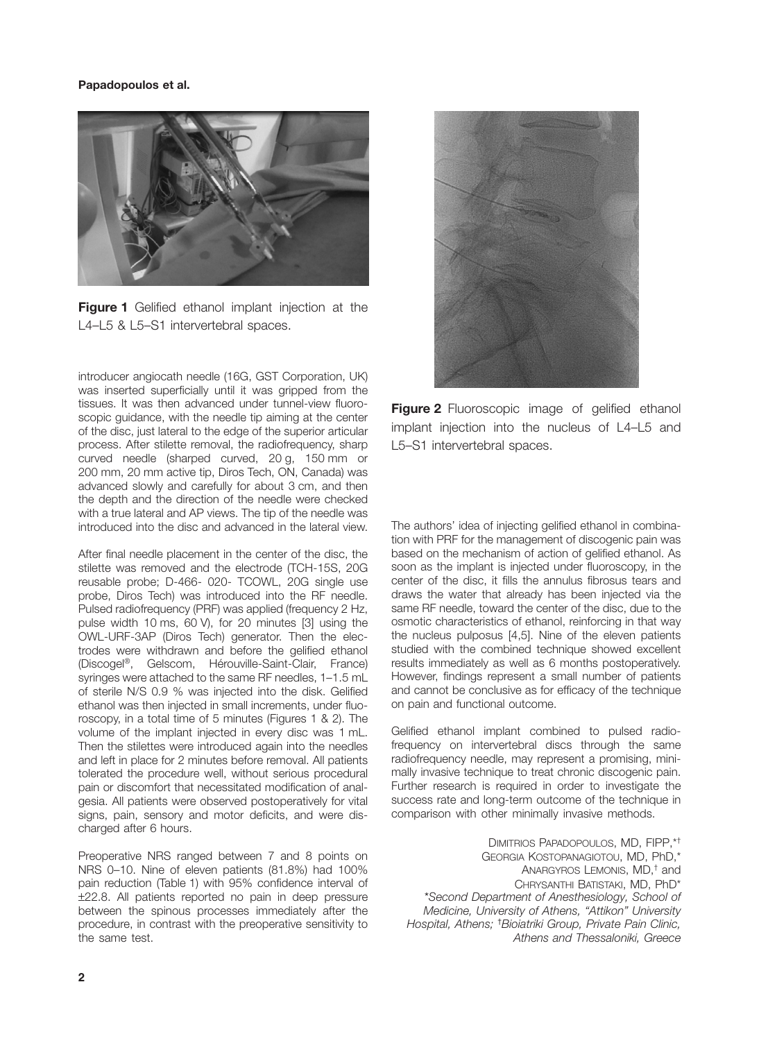Figure 1 Gelified ethanol implant injection at the L4–L5 & L5–S1 intervertebral spaces.

introducer angiocath needle (16G, GST Corporation, UK) was inserted superficially until it was gripped from the tissues. It was then advanced under tunnel-view fluoroscopic guidance, with the needle tip aiming at the center of the disc, just lateral to the edge of the superior articular process. After stilette removal, the radiofrequency, sharp curved needle (sharped curved, 20 g, 150 mm or 200 mm, 20 mm active tip, Diros Tech, ON, Canada) was advanced slowly and carefully for about 3 cm, and then the depth and the direction of the needle were checked with a true lateral and AP views. The tip of the needle was introduced into the disc and advanced in the lateral view.

After final needle placement in the center of the disc, the stilette was removed and the electrode (TCH-15S, 20G reusable probe; D-466- 020- TCOWL, 20G single use probe, Diros Tech) was introduced into the RF needle. Pulsed radiofrequency (PRF) was applied (frequency 2 Hz, pulse width 10 ms, 60 V), for 20 minutes [3] using the OWL-URF-3AP (Diros Tech) generator. Then the electrodes were withdrawn and before the gelified ethanol (Discogel®, Gelscom, Hérouville-Saint-Clair, France) syringes were attached to the same RF needles, 1–1.5 mL of sterile N/S 0.9 % was injected into the disk. Gelified ethanol was then injected in small increments, under fluoroscopy, in a total time of 5 minutes (Figures 1 & 2). The volume of the implant injected in every disc was 1 mL. Then the stilettes were introduced again into the needles and left in place for 2 minutes before removal. All patients tolerated the procedure well, without serious procedural pain or discomfort that necessitated modification of analgesia. All patients were observed postoperatively for vital signs, pain, sensory and motor deficits, and were discharged after 6 hours.

Preoperative NRS ranged between 7 and 8 points on NRS 0–10. Nine of eleven patients (81.8%) had 100% pain reduction (Table 1) with 95% confidence interval of ±22.8. All patients reported no pain in deep pressure between the spinous processes immediately after the procedure, in contrast with the preoperative sensitivity to the same test.

Figure 2 Fluoroscopic image of gelified ethanol implant injection into the nucleus of L4–L5 and L5–S1 intervertebral spaces.

The authors' idea of injecting gelified ethanol in combination with PRF for the management of discogenic pain was based on the mechanism of action of gelified ethanol. As soon as the implant is injected under fluoroscopy, in the center of the disc, it fills the annulus fibrosus tears and draws the water that already has been injected via the same RF needle, toward the center of the disc, due to the osmotic characteristics of ethanol, reinforcing in that way the nucleus pulposus [4,5]. Nine of the eleven patients studied with the combined technique showed excellent results immediately as well as 6 months postoperatively. However, findings represent a small number of patients and cannot be conclusive as for efficacy of the technique on pain and functional outcome.

Gelified ethanol implant combined to pulsed radiofrequency on intervertebral discs through the same radiofrequency needle, may represent a promising, minimally invasive technique to treat chronic discogenic pain. Further research is required in order to investigate the success rate and long-term outcome of the technique in comparison with other minimally invasive methods.

Dimitrios Papadopoulos, MD, FIPP,[*†]
Georgia Kostopanagiotou, MD, PhD,[*]
Anargyros Lemonis, MD,[†] and
Chrysanthi Batistaki, MD, PhD[*]

*[*]Second Department of Anesthesiology, School of Medicine, University of Athens, "Attikon" University Hospital, Athens; [†]Bioiatriki Group, Private Pain Clinic, Athens and Thessaloniki, Greece*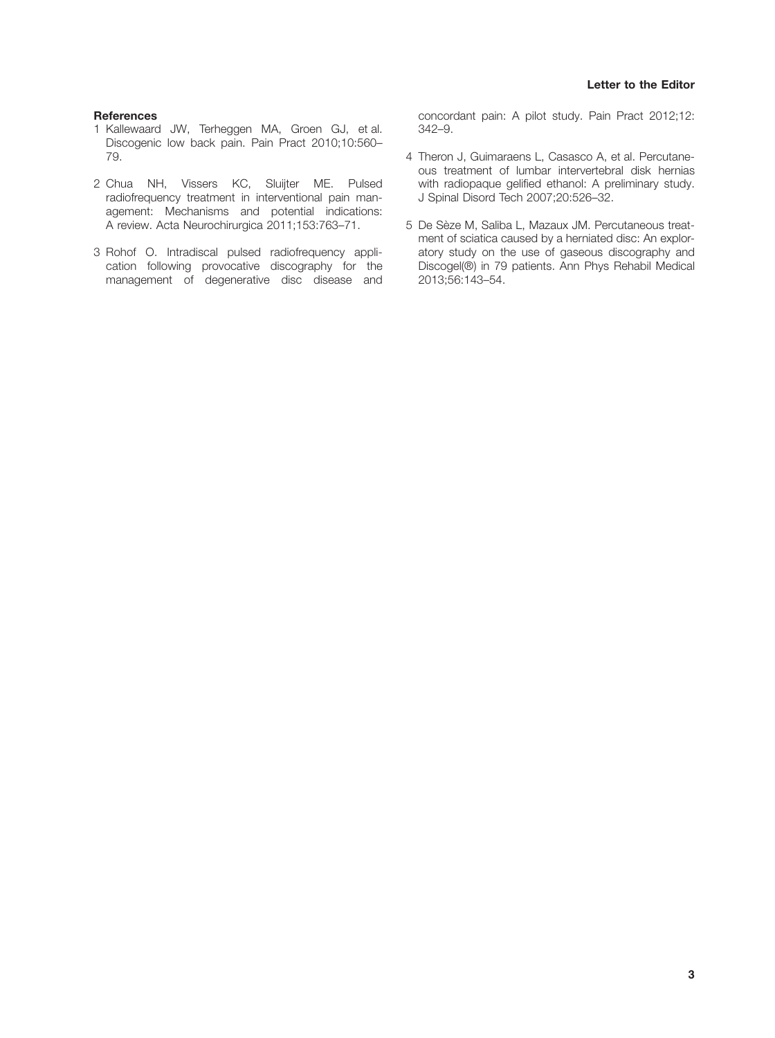**References**

1 Kallewaard JW, Terheggen MA, Groen GJ, et al. Discogenic low back pain. Pain Pract 2010;10:560–79.

2 Chua NH, Vissers KC, Sluijter ME. Pulsed radiofrequency treatment in interventional pain management: Mechanisms and potential indications: A review. Acta Neurochirurgica 2011;153:763–71.

3 Rohof O. Intradiscal pulsed radiofrequency application following provocative discography for the management of degenerative disc disease and concordant pain: A pilot study. Pain Pract 2012;12:342–9.

4 Theron J, Guimaraens L, Casasco A, et al. Percutaneous treatment of lumbar intervertebral disk hernias with radiopaque gelified ethanol: A preliminary study. J Spinal Disord Tech 2007;20:526–32.

5 De Sèze M, Saliba L, Mazaux JM. Percutaneous treatment of sciatica caused by a herniated disc: An exploratory study on the use of gaseous discography and Discogel(®) in 79 patients. Ann Phys Rehabil Medical 2013;56:143–54.